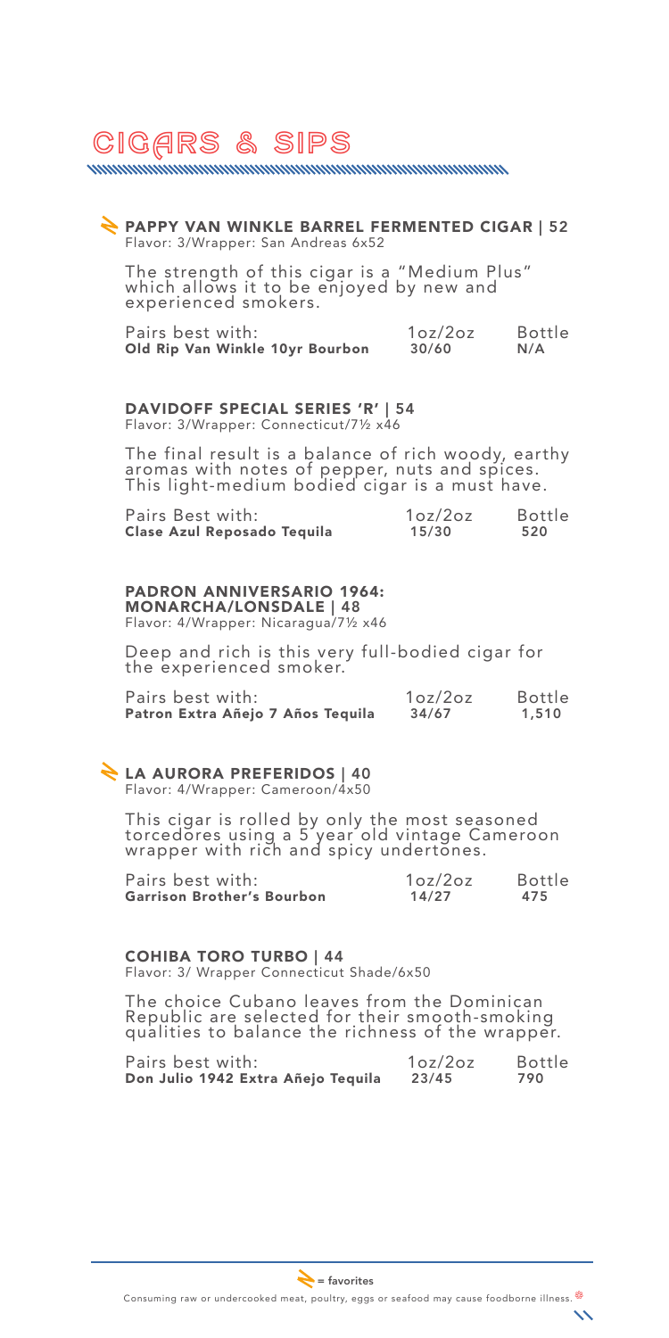# CIGARS & SIPS

## PAPPY VAN WINKLE BARREL FERMENTED CIGAR | 52

Flavor: 3/Wrapper: San Andreas 6x52

The strength of this cigar is a "Medium Plus" which allows it to be enjoyed by new and experienced smokers.

| Pairs best with: | 1oz/2oz | Bottle |
| --- | --- | --- |
| **Old Rip Van Winkle 10yr Bourbon** | **30/60** | **N/A** |

## DAVIDOFF SPECIAL SERIES 'R' | 54

Flavor: 3/Wrapper: Connecticut/7½ x46

The final result is a balance of rich woody, earthy aromas with notes of pepper, nuts and spices. This light-medium bodied cigar is a must have.

| Pairs Best with: | 1oz/2oz | Bottle |
| --- | --- | --- |
| **Clase Azul Reposado Tequila** | **15/30** | **520** |

## PADRON ANNIVERSARIO 1964: MONARCHA/LONSDALE | 48

Flavor: 4/Wrapper: Nicaragua/7½ x46

Deep and rich is this very full-bodied cigar for the experienced smoker.

| Pairs best with: | 1oz/2oz | Bottle |
| --- | --- | --- |
| **Patron Extra Añejo 7 Años Tequila** | **34/67** | **1,510** |

## LA AURORA PREFERIDOS | 40

Flavor: 4/Wrapper: Cameroon/4x50

This cigar is rolled by only the most seasoned torcedores using a 5 year old vintage Cameroon wrapper with rich and spicy undertones.

| Pairs best with: | 1oz/2oz | Bottle |
| --- | --- | --- |
| **Garrison Brother's Bourbon** | **14/27** | **475** |

## COHIBA TORO TURBO | 44

Flavor: 3/ Wrapper Connecticut Shade/6x50

The choice Cubano leaves from the Dominican Republic are selected for their smooth-smoking qualities to balance the richness of the wrapper.

| Pairs best with: | 1oz/2oz | Bottle |
| --- | --- | --- |
| **Don Julio 1942 Extra Añejo Tequila** | **23/45** | **790** |

= favorites

Consuming raw or undercooked meat, poultry, eggs or seafood may cause foodborne illness.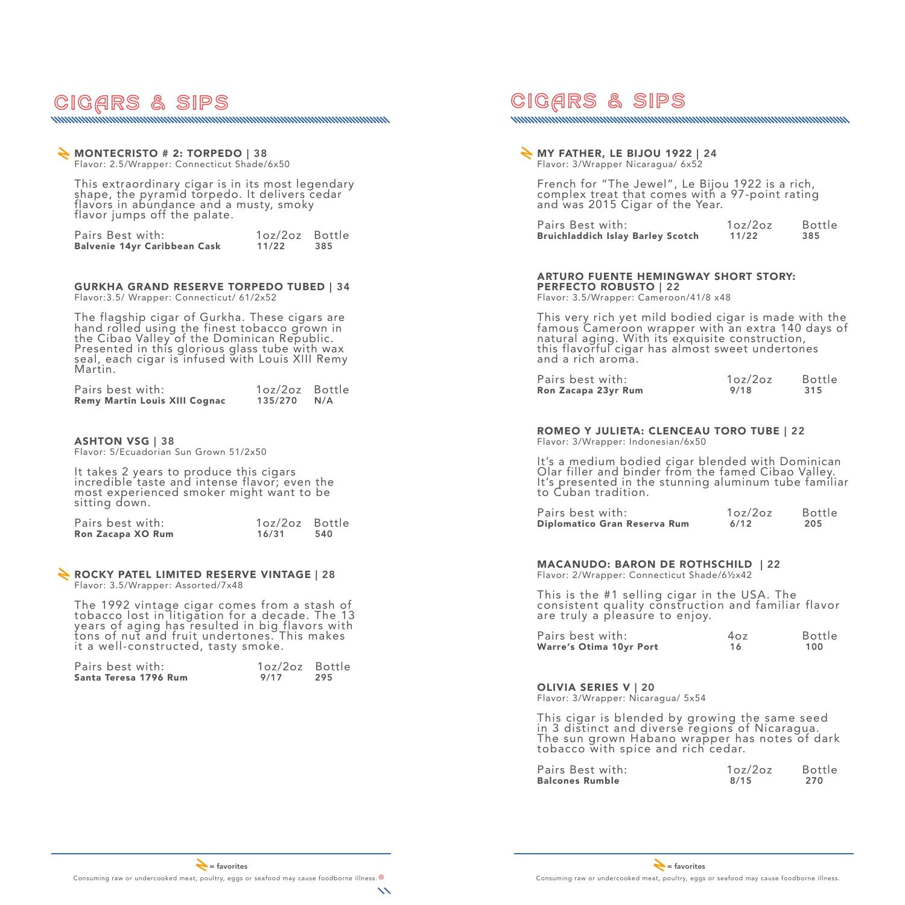# CIGARS & SIPS

## ⚡ MONTECRISTO # 2: TORPEDO | 38

Flavor: 2.5/Wrapper: Connecticut Shade/6x50

This extraordinary cigar is in its most legendary shape, the pyramid torpedo. It delivers cedar flavors in abundance and a musty, smoky flavor jumps off the palate.

| Pairs Best with: | 1oz/2oz | Bottle |
|---|---|---|
| **Balvenie 14yr Caribbean Cask** | **11/22** | **385** |

## GURKHA GRAND RESERVE TORPEDO TUBED | 34

Flavor:3.5/ Wrapper: Connecticut/ 61/2x52

The flagship cigar of Gurkha. These cigars are hand rolled using the finest tobacco grown in the Cibao Valley of the Dominican Republic. Presented in this glorious glass tube with wax seal, each cigar is infused with Louis XIII Remy Martin.

| Pairs best with: | 1oz/2oz | Bottle |
|---|---|---|
| **Remy Martin Louis XIII Cognac** | **135/270** | **N/A** |

## ASHTON VSG | 38

Flavor: 5/Ecuadorian Sun Grown 51/2x50

It takes 2 years to produce this cigars incredible taste and intense flavor; even the most experienced smoker might want to be sitting down.

| Pairs best with: | 1oz/2oz | Bottle |
|---|---|---|
| **Ron Zacapa XO Rum** | **16/31** | **540** |

## ⚡ ROCKY PATEL LIMITED RESERVE VINTAGE | 28

Flavor: 3.5/Wrapper: Assorted/7x48

The 1992 vintage cigar comes from a stash of tobacco lost in litigation for a decade. The 13 years of aging has resulted in big flavors with tons of nut and fruit undertones. This makes it a well-constructed, tasty smoke.

| Pairs best with: | 1oz/2oz | Bottle |
|---|---|---|
| **Santa Teresa 1796 Rum** | **9/17** | **295** |

⚡ = favorites

Consuming raw or undercooked meat, poultry, eggs or seafood may cause foodborne illness.

# CIGARS & SIPS

## ⚡ MY FATHER, LE BIJOU 1922 | 24

Flavor: 3/Wrapper Nicaragua/ 6x52

French for "The Jewel", Le Bijou 1922 is a rich, complex treat that comes with a 97-point rating and was 2015 Cigar of the Year.

| Pairs Best with: | 1oz/2oz | Bottle |
|---|---|---|
| **Bruichladdich Islay Barley Scotch** | **11/22** | **385** |

## ARTURO FUENTE HEMINGWAY SHORT STORY: PERFECTO ROBUSTO | 22

Flavor: 3.5/Wrapper: Cameroon/41/8 x48

This very rich yet mild bodied cigar is made with the famous Cameroon wrapper with an extra 140 days of natural aging. With its exquisite construction, this flavorful cigar has almost sweet undertones and a rich aroma.

| Pairs best with: | 1oz/2oz | Bottle |
|---|---|---|
| **Ron Zacapa 23yr Rum** | **9/18** | **315** |

## ROMEO Y JULIETA: CLENCEAU TORO TUBE | 22

Flavor: 3/Wrapper: Indonesian/6x50

It's a medium bodied cigar blended with Dominican Olar filler and binder from the famed Cibao Valley. It's presented in the stunning aluminum tube familiar to Cuban tradition.

| Pairs best with: | 1oz/2oz | Bottle |
|---|---|---|
| **Diplomatico Gran Reserva Rum** | **6/12** | **205** |

## MACANUDO: BARON DE ROTHSCHILD | 22

Flavor: 2/Wrapper: Connecticut Shade/6½x42

This is the #1 selling cigar in the USA. The consistent quality construction and familiar flavor are truly a pleasure to enjoy.

| Pairs best with: | 4oz | Bottle |
|---|---|---|
| **Warre's Otima 10yr Port** | **16** | **100** |

## OLIVIA SERIES V | 20

Flavor: 3/Wrapper: Nicaragua/ 5x54

This cigar is blended by growing the same seed in 3 distinct and diverse regions of Nicaragua. The sun grown Habano wrapper has notes of dark tobacco with spice and rich cedar.

| Pairs Best with: | 1oz/2oz | Bottle |
|---|---|---|
| **Balcones Rumble** | **8/15** | **270** |

⚡ = favorites

Consuming raw or undercooked meat, poultry, eggs or seafood may cause foodborne illness.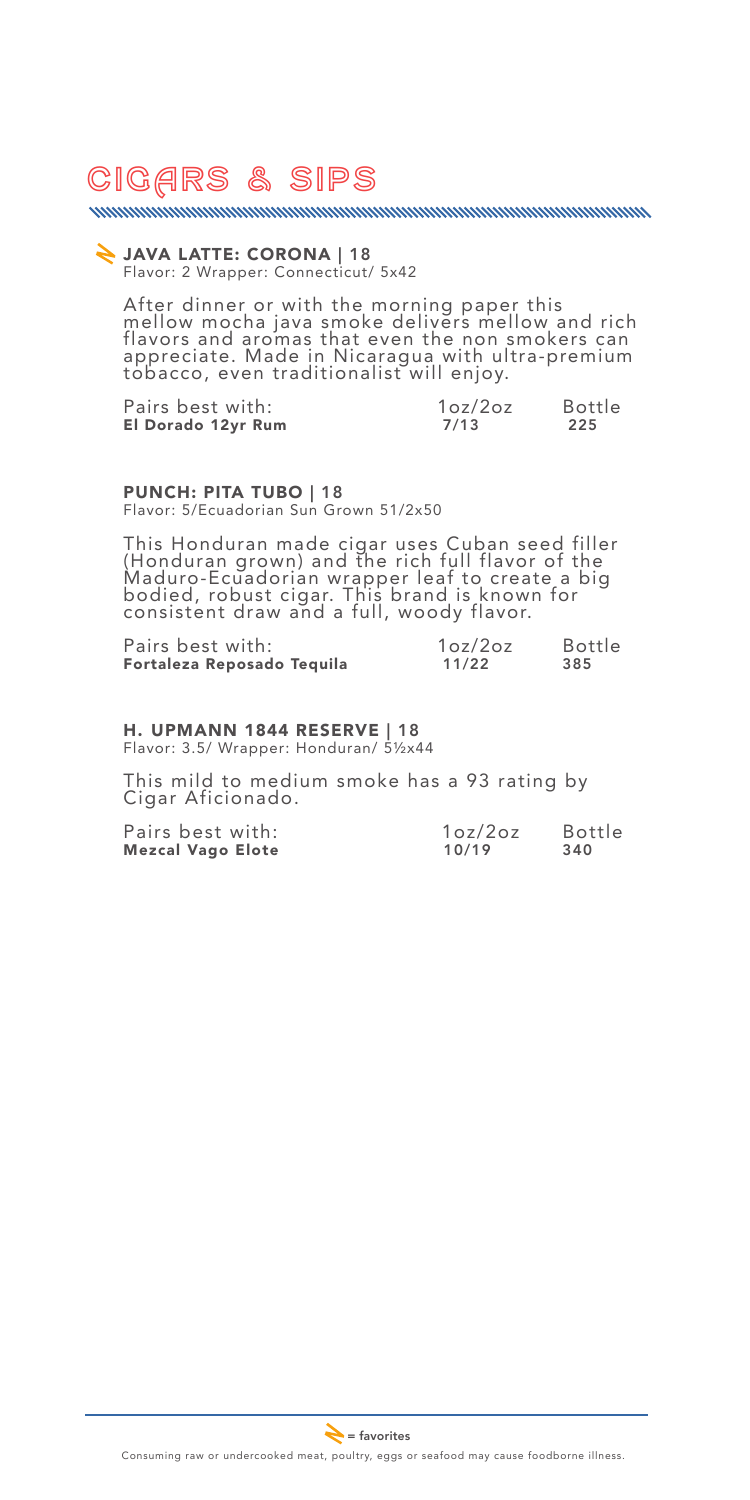# CIGARS & SIPS

### JAVA LATTE: CORONA | 18

Flavor: 2 Wrapper: Connecticut/ 5x42

After dinner or with the morning paper this mellow mocha java smoke delivers mellow and rich flavors and aromas that even the non smokers can appreciate. Made in Nicaragua with ultra-premium tobacco, even traditionalist will enjoy.

| Pairs best with: | 1oz/2oz | Bottle |
|---|---|---|
| **El Dorado 12yr Rum** | **7/13** | **225** |

### PUNCH: PITA TUBO | 18

Flavor: 5/Ecuadorian Sun Grown 51/2x50

This Honduran made cigar uses Cuban seed filler (Honduran grown) and the rich full flavor of the Maduro-Ecuadorian wrapper leaf to create a big bodied, robust cigar. This brand is known for consistent draw and a full, woody flavor.

| Pairs best with: | 1oz/2oz | Bottle |
|---|---|---|
| **Fortaleza Reposado Tequila** | **11/22** | **385** |

### H. UPMANN 1844 RESERVE | 18

Flavor: 3.5/ Wrapper: Honduran/ 5½x44

This mild to medium smoke has a 93 rating by Cigar Aficionado.

| Pairs best with: | 1oz/2oz | Bottle |
|---|---|---|
| **Mezcal Vago Elote** | **10/19** | **340** |

= favorites

Consuming raw or undercooked meat, poultry, eggs or seafood may cause foodborne illness.